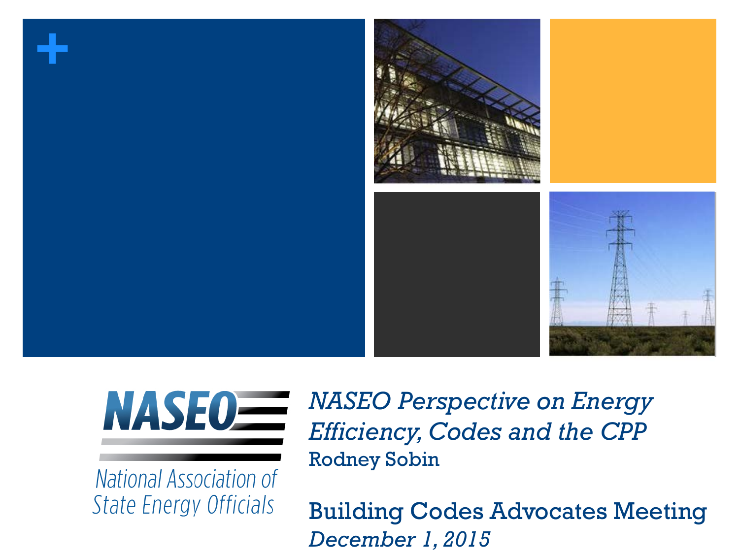NASEO

National Association of State Energy Officials

# *NASEO Perspective on Energy Efficiency, Codes and the CPP*

Rodney Sobin

## Building Codes Advocates Meeting

*December 1, 2015*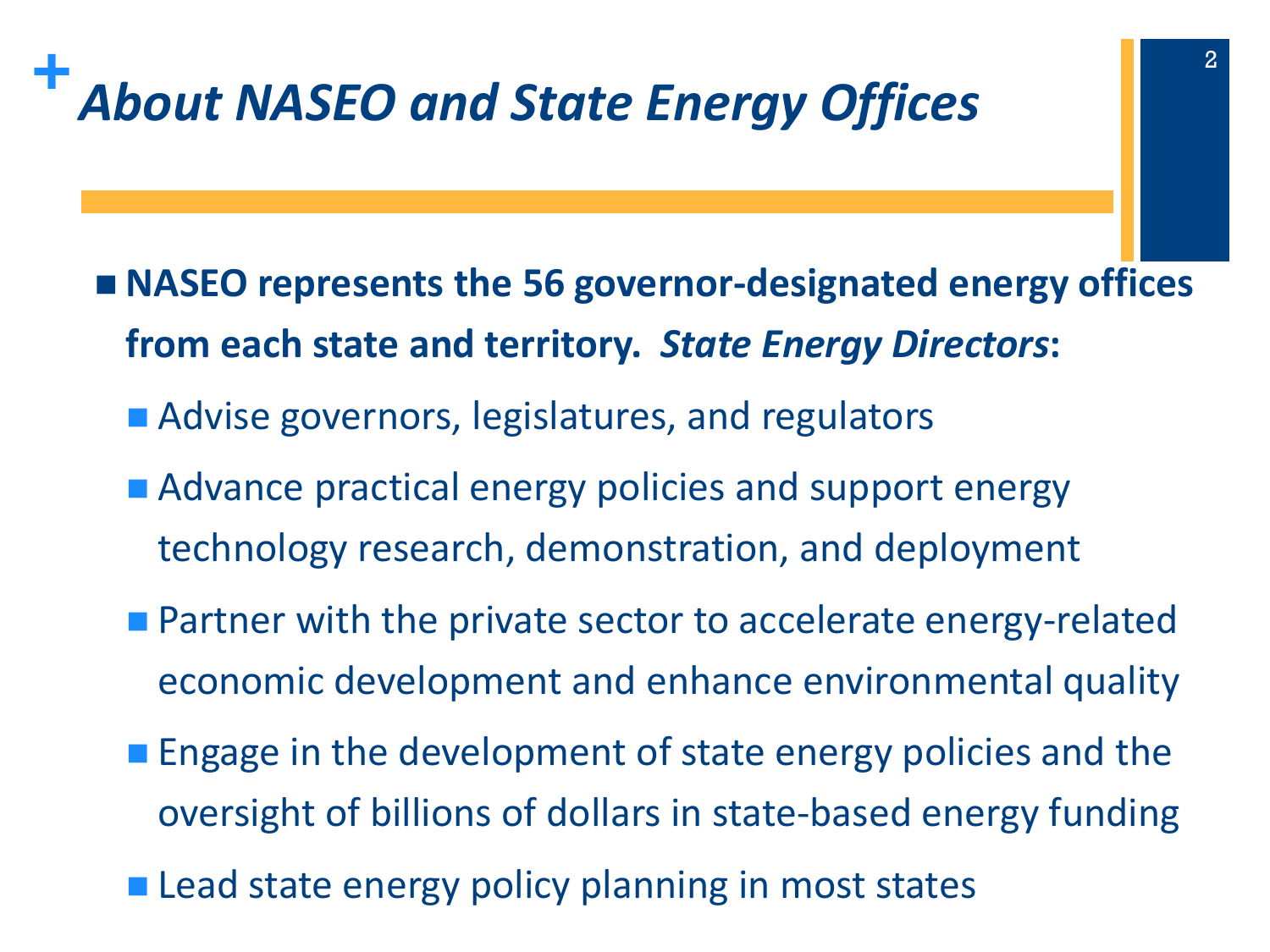# About NASEO and State Energy Offices

- **NASEO represents the 56 governor-designated energy offices from each state and territory.** ***State Energy Directors*****:**
  - Advise governors, legislatures, and regulators
  - Advance practical energy policies and support energy technology research, demonstration, and deployment
  - Partner with the private sector to accelerate energy-related economic development and enhance environmental quality
  - Engage in the development of state energy policies and the oversight of billions of dollars in state-based energy funding
  - Lead state energy policy planning in most states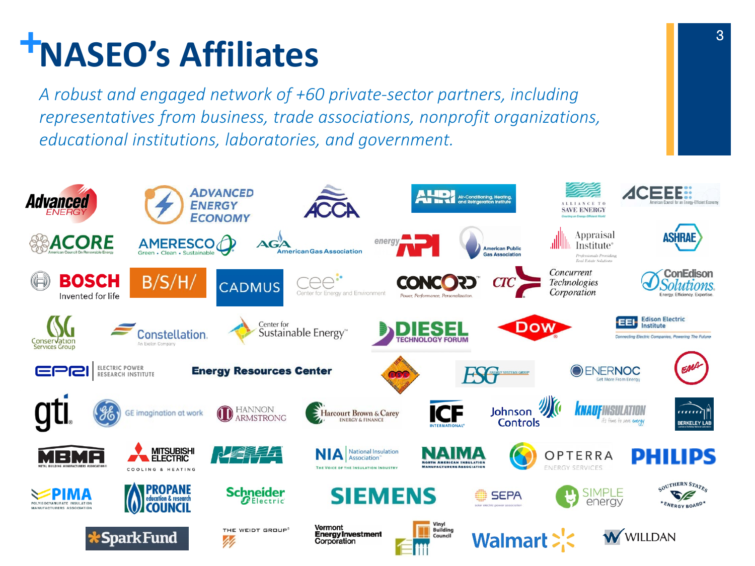# NASEO's Affiliates

*A robust and engaged network of +60 private-sector partners, including representatives from business, trade associations, nonprofit organizations, educational institutions, laboratories, and government.*

- Advanced Energy
- Advanced Energy Economy
- ACCA
- AHRI – Air-Conditioning, Heating, and Refrigeration Institute
- Alliance to Save Energy
- ACEEE – American Council for an Energy-Efficient Economy
- ACORE – American Council On Renewable Energy
- AMERESCO – Green • Clean • Sustainable
- AGA – American Gas Association
- energy API
- American Public Gas Association
- Appraisal Institute – Professionals Providing Real Estate Solutions
- ASHRAE
- BOSCH – Invented for life
- B/S/H/
- CADMUS
- cee – Center for Energy and Environment
- CONCORD – Power, Performance, Personalization.
- CTC
- Concurrent Technologies Corporation
- ConEdison Solutions – Energy. Efficiency. Expertise.
- CSG – Conservation Services Group
- Constellation – An Exelon Company
- Center for Sustainable Energy
- DIESEL TECHNOLOGY FORUM
- Dow
- EEI – Edison Electric Institute – Connecting Electric Companies, Powering The Future
- EPRI – Electric Power Research Institute
- Energy Resources Center
- ESC
- ESG – Energy Systems Group
- ENERNOC – Get More From Energy
- EMA
- gti
- GE imagination at work
- Hannon Armstrong
- Harcourt Brown & Carey – Energy & Finance
- ICF International
- Johnson Controls
- Knauf Insulation – it's time to save energy
- Berkeley Lab
- MBMA – Metal Building Manufacturers Association
- Mitsubishi Electric – Cooling & Heating
- NEMA
- NIA – National Insulation Association – The Voice of the Insulation Industry
- NAIMA – North American Insulation Manufacturers Association
- OPTERRA Energy Services
- PHILIPS
- PIMA – Polyisocyanurate Insulation Manufacturers Association
- Propane Education & Research Council
- Schneider Electric
- SIEMENS
- SEPA – Solar Electric Power Association
- Simple Energy
- Southern States Energy Board
- SparkFund
- The Weidt Group
- Vermont Energy Investment Corporation
- Vinyl Building Council
- Walmart
- WILLDAN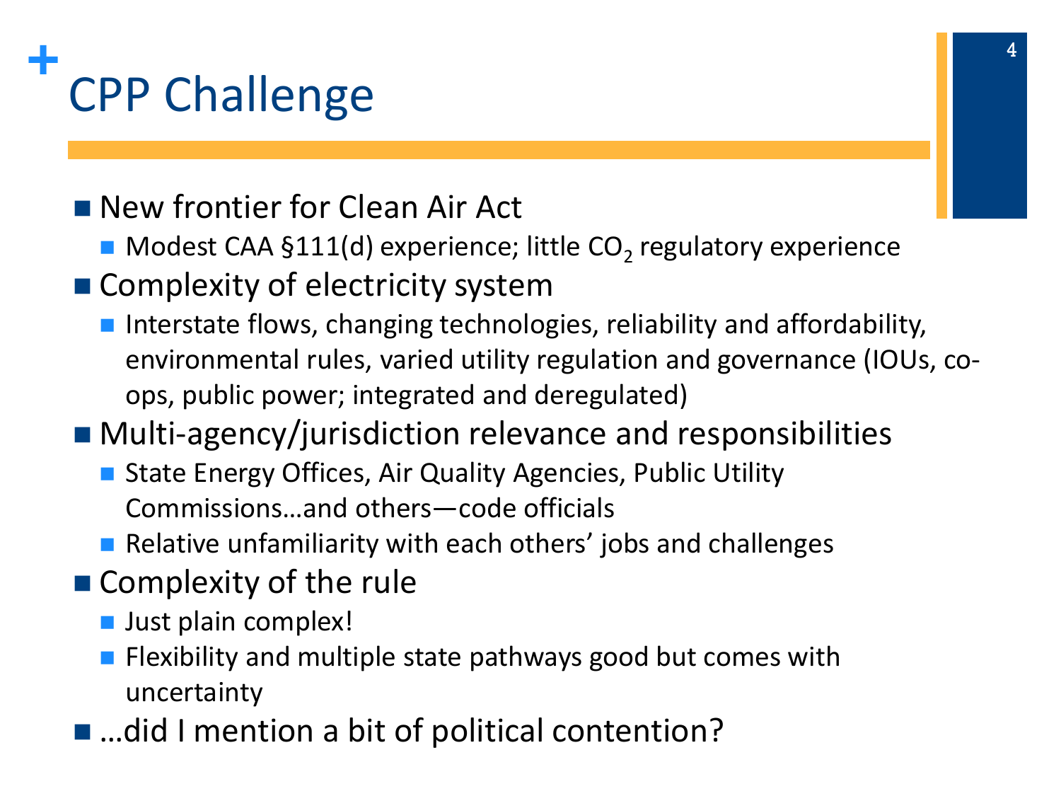# CPP Challenge

- New frontier for Clean Air Act
  - Modest CAA §111(d) experience; little $CO_2$ regulatory experience
- Complexity of electricity system
  - Interstate flows, changing technologies, reliability and affordability, environmental rules, varied utility regulation and governance (IOUs, co-ops, public power; integrated and deregulated)
- Multi-agency/jurisdiction relevance and responsibilities
  - State Energy Offices, Air Quality Agencies, Public Utility Commissions…and others—code officials
  - Relative unfamiliarity with each others' jobs and challenges
- Complexity of the rule
  - Just plain complex!
  - Flexibility and multiple state pathways good but comes with uncertainty
- …did I mention a bit of political contention?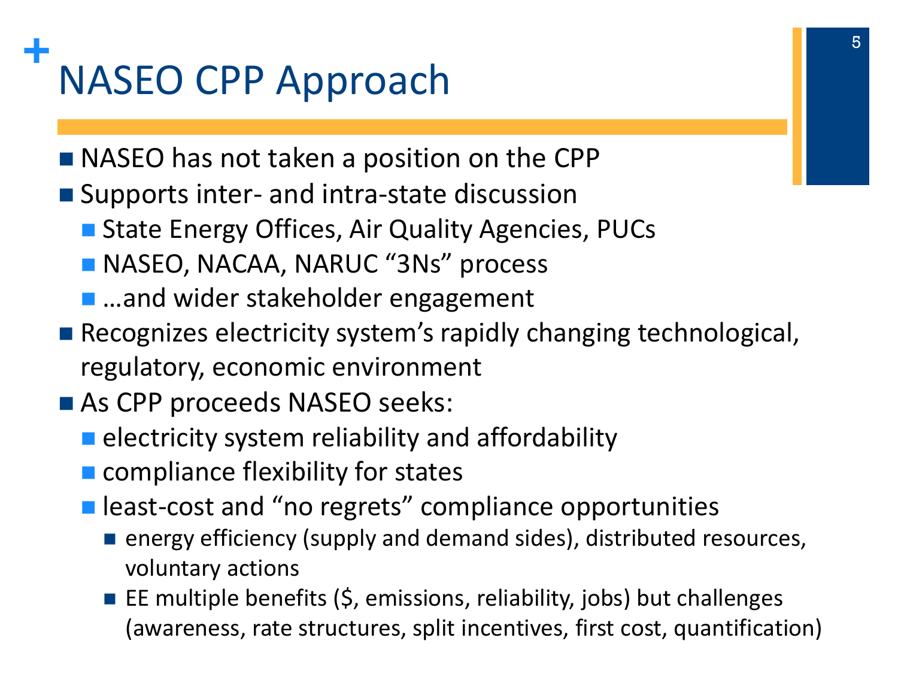# NASEO CPP Approach

- NASEO has not taken a position on the CPP
- Supports inter- and intra-state discussion
  - State Energy Offices, Air Quality Agencies, PUCs
  - NASEO, NACAA, NARUC "3Ns" process
  - …and wider stakeholder engagement
- Recognizes electricity system's rapidly changing technological, regulatory, economic environment
- As CPP proceeds NASEO seeks:
  - electricity system reliability and affordability
  - compliance flexibility for states
  - least-cost and "no regrets" compliance opportunities
    - energy efficiency (supply and demand sides), distributed resources, voluntary actions
    - EE multiple benefits ($, emissions, reliability, jobs) but challenges (awareness, rate structures, split incentives, first cost, quantification)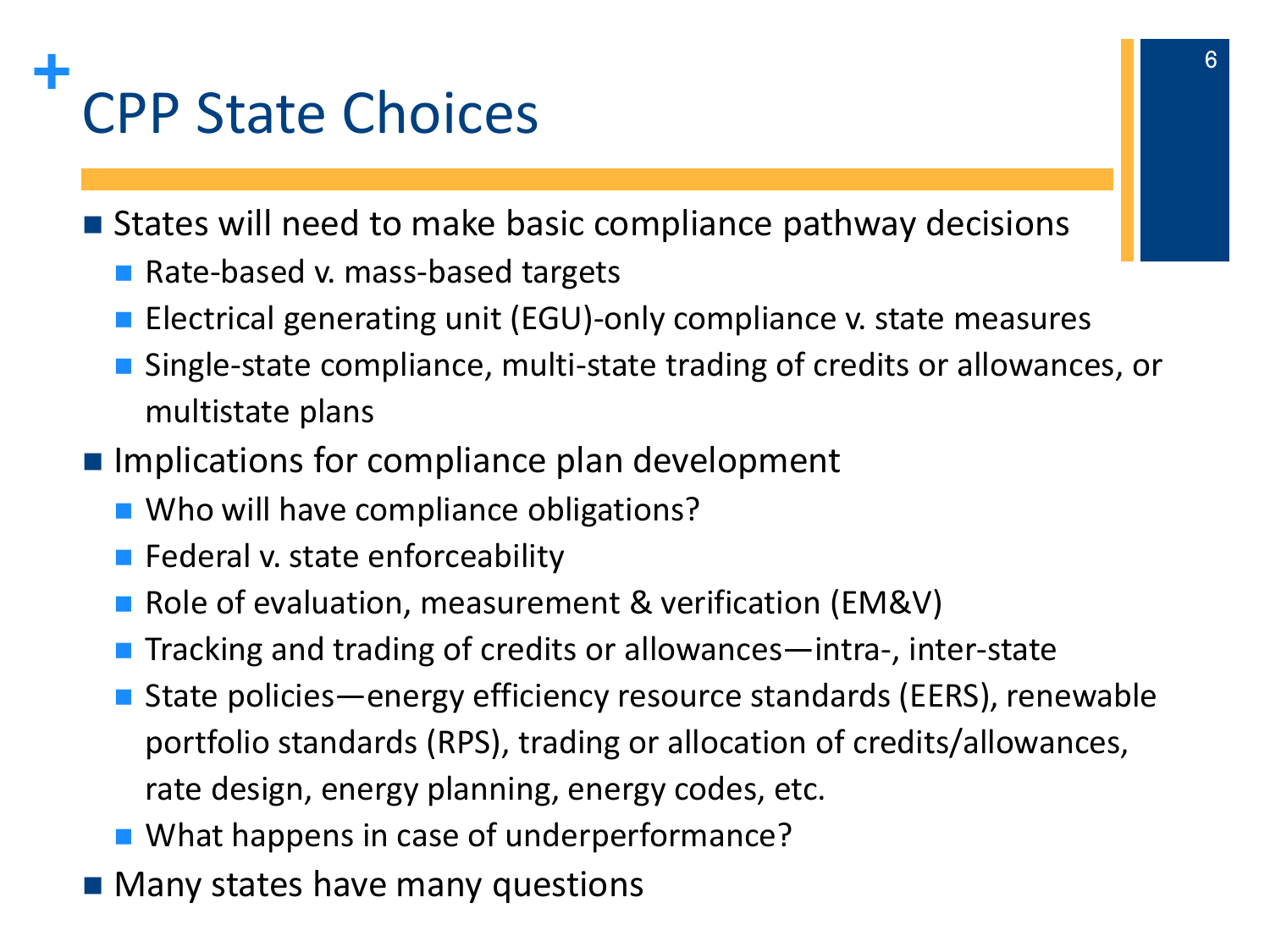# CPP State Choices

- States will need to make basic compliance pathway decisions
  - Rate-based v. mass-based targets
  - Electrical generating unit (EGU)-only compliance v. state measures
  - Single-state compliance, multi-state trading of credits or allowances, or multistate plans
- Implications for compliance plan development
  - Who will have compliance obligations?
  - Federal v. state enforceability
  - Role of evaluation, measurement & verification (EM&V)
  - Tracking and trading of credits or allowances—intra-, inter-state
  - State policies—energy efficiency resource standards (EERS), renewable portfolio standards (RPS), trading or allocation of credits/allowances, rate design, energy planning, energy codes, etc.
  - What happens in case of underperformance?
- Many states have many questions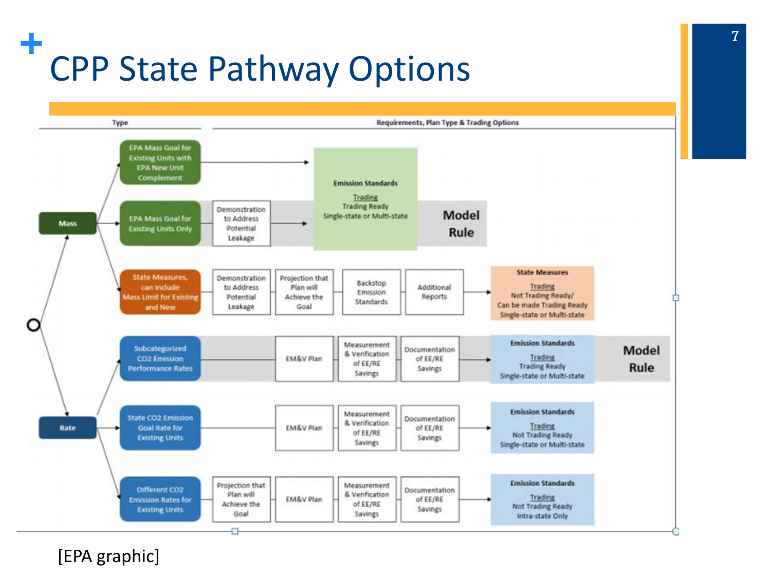# CPP State Pathway Options

| Type | | Requirements, Plan Type & Trading Options | | | | |
|---|---|---|---|---|---|---|
| Mass | EPA Mass Goal for Existing Units with EPA New Unit Complement | | | | | Emission Standards — Trading: Trading Ready, Single-state or Multi-state (Model Rule) |
| Mass | EPA Mass Goal for Existing Units Only | Demonstration to Address Potential Leakage | | | | Emission Standards — Trading: Trading Ready, Single-state or Multi-state (Model Rule) |
| Mass | State Measures, can include Mass Limit for Existing and New | Demonstration to Address Potential Leakage | Projection that Plan will Achieve the Goal | Backstop Emission Standards | Additional Reports | State Measures — Trading: Not Trading Ready/ Can be made Trading Ready, Single-state or Multi-state |
| Rate | Subcategorized CO2 Emission Performance Rates | | EM&V Plan | Measurement & Verification of EE/RE Savings | Documentation of EE/RE Savings | Emission Standards — Trading: Trading Ready, Single-state or Multi-state (Model Rule) |
| Rate | State CO2 Emission Goal Rate for Existing Units | | EM&V Plan | Measurement & Verification of EE/RE Savings | Documentation of EE/RE Savings | Emission Standards — Trading: Not Trading Ready, Single-state or Multi-state |
| Rate | Different CO2 Emission Rates for Existing Units | Projection that Plan will Achieve the Goal | EM&V Plan | Measurement & Verification of EE/RE Savings | Documentation of EE/RE Savings | Emission Standards — Trading: Not Trading Ready, Intra-state Only |

[EPA graphic]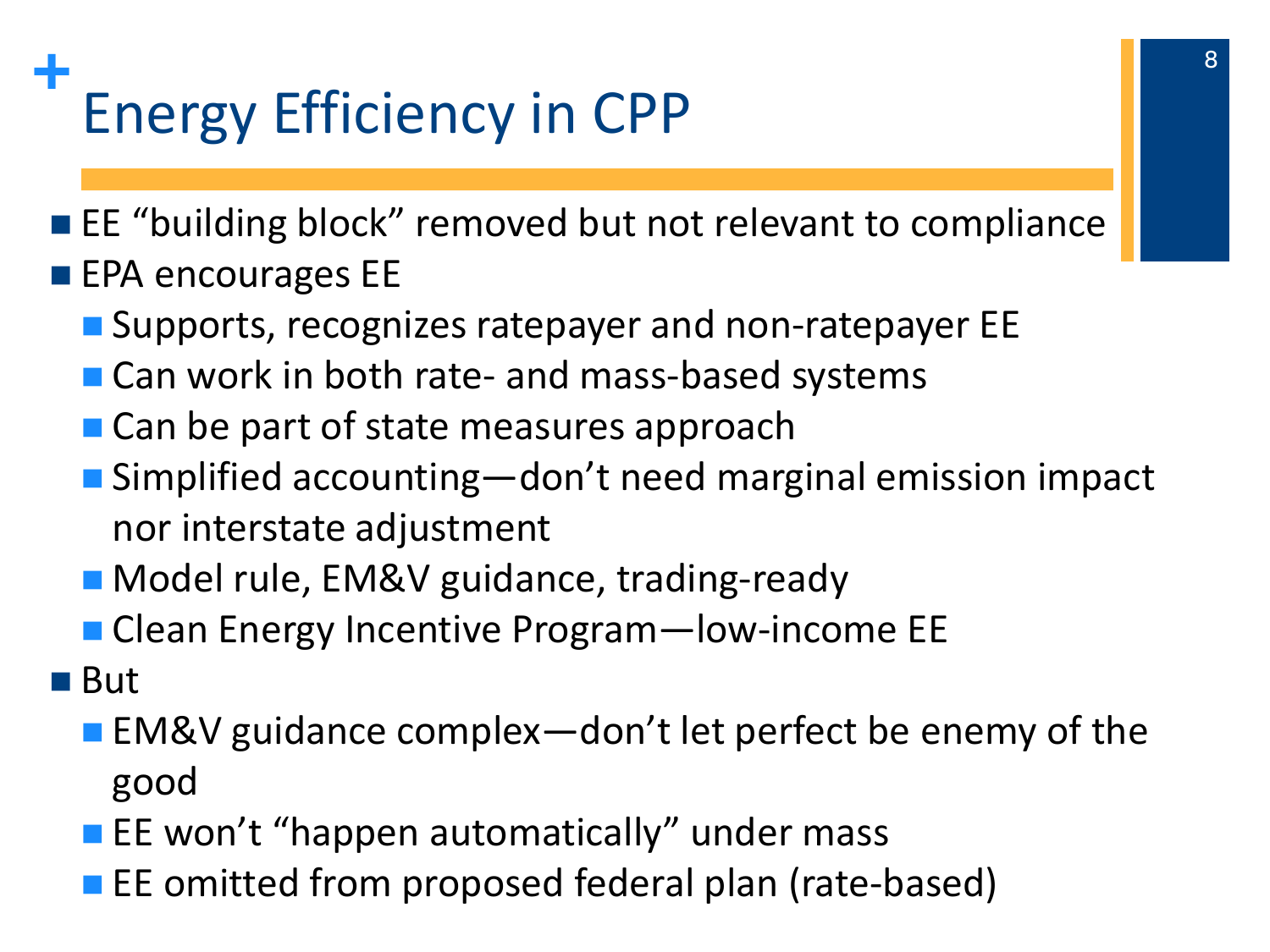# Energy Efficiency in CPP

- EE "building block" removed but not relevant to compliance
- EPA encourages EE
  - Supports, recognizes ratepayer and non-ratepayer EE
  - Can work in both rate- and mass-based systems
  - Can be part of state measures approach
  - Simplified accounting—don't need marginal emission impact nor interstate adjustment
  - Model rule, EM&V guidance, trading-ready
  - Clean Energy Incentive Program—low-income EE
- But
  - EM&V guidance complex—don't let perfect be enemy of the good
  - EE won't "happen automatically" under mass
  - EE omitted from proposed federal plan (rate-based)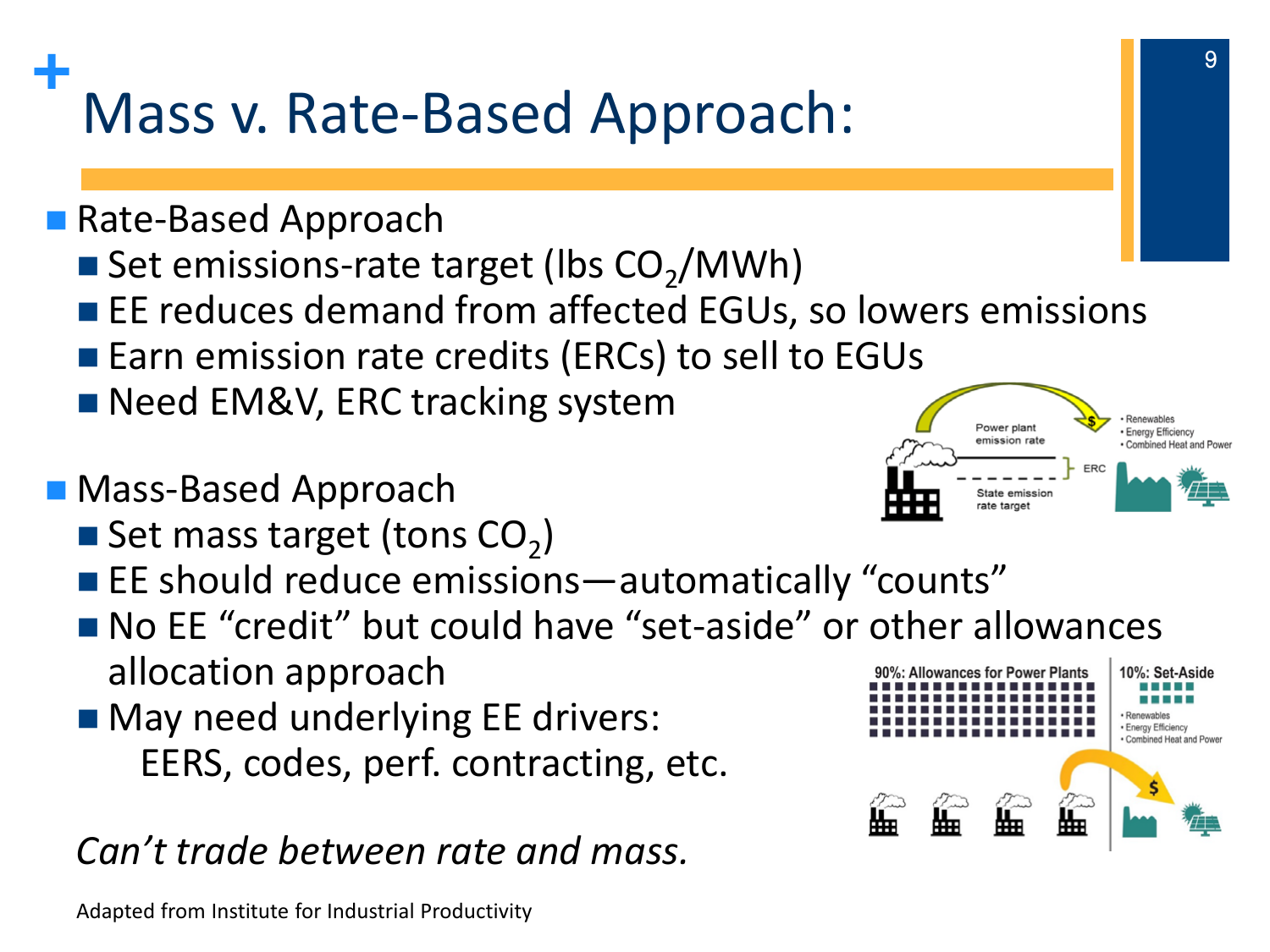# Mass v. Rate-Based Approach:

- Rate-Based Approach
  - Set emissions-rate target (lbs $CO_2$/MWh)
  - EE reduces demand from affected EGUs, so lowers emissions
  - Earn emission rate credits (ERCs) to sell to EGUs
  - Need EM&V, ERC tracking system

- Mass-Based Approach
  - Set mass target (tons $CO_2$)
  - EE should reduce emissions—automatically "counts"
  - No EE "credit" but could have "set-aside" or other allowances allocation approach
  - May need underlying EE drivers: EERS, codes, perf. contracting, etc.

*Can't trade between rate and mass.*

Adapted from Institute for Industrial Productivity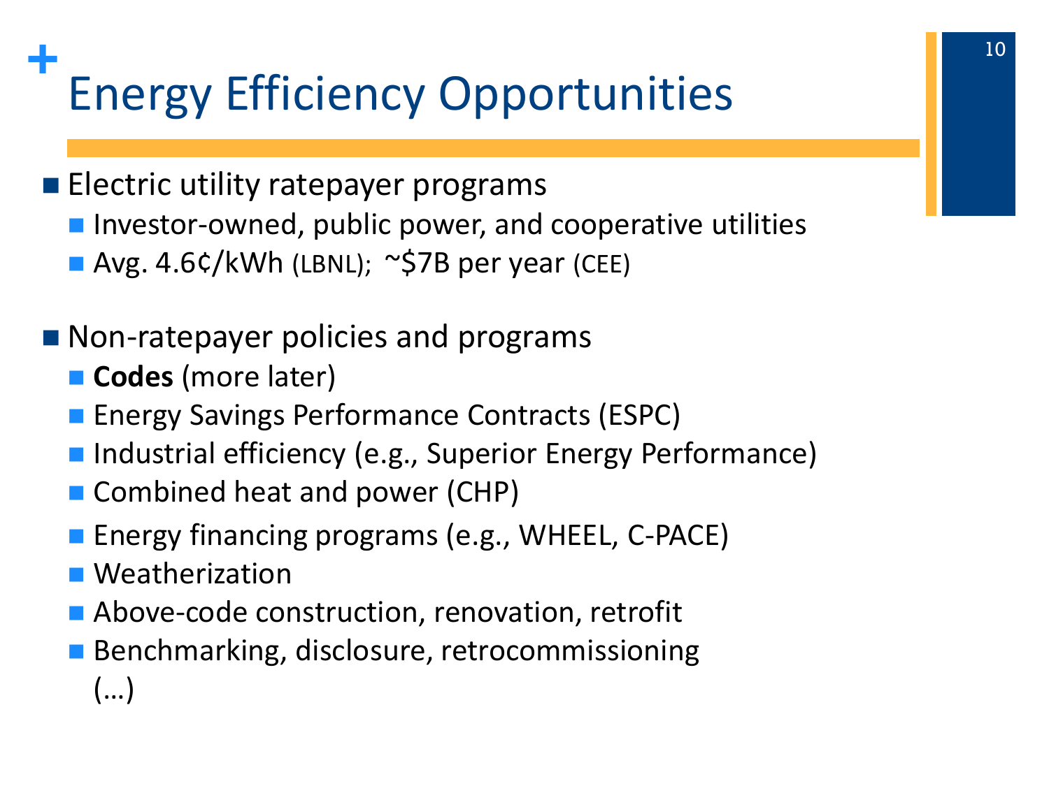# Energy Efficiency Opportunities

- Electric utility ratepayer programs
  - Investor-owned, public power, and cooperative utilities
  - Avg. 4.6¢/kWh (LBNL); ~$7B per year (CEE)

- Non-ratepayer policies and programs
  - **Codes** (more later)
  - Energy Savings Performance Contracts (ESPC)
  - Industrial efficiency (e.g., Superior Energy Performance)
  - Combined heat and power (CHP)
  - Energy financing programs (e.g., WHEEL, C-PACE)
  - Weatherization
  - Above-code construction, renovation, retrofit
  - Benchmarking, disclosure, retrocommissioning

    (…)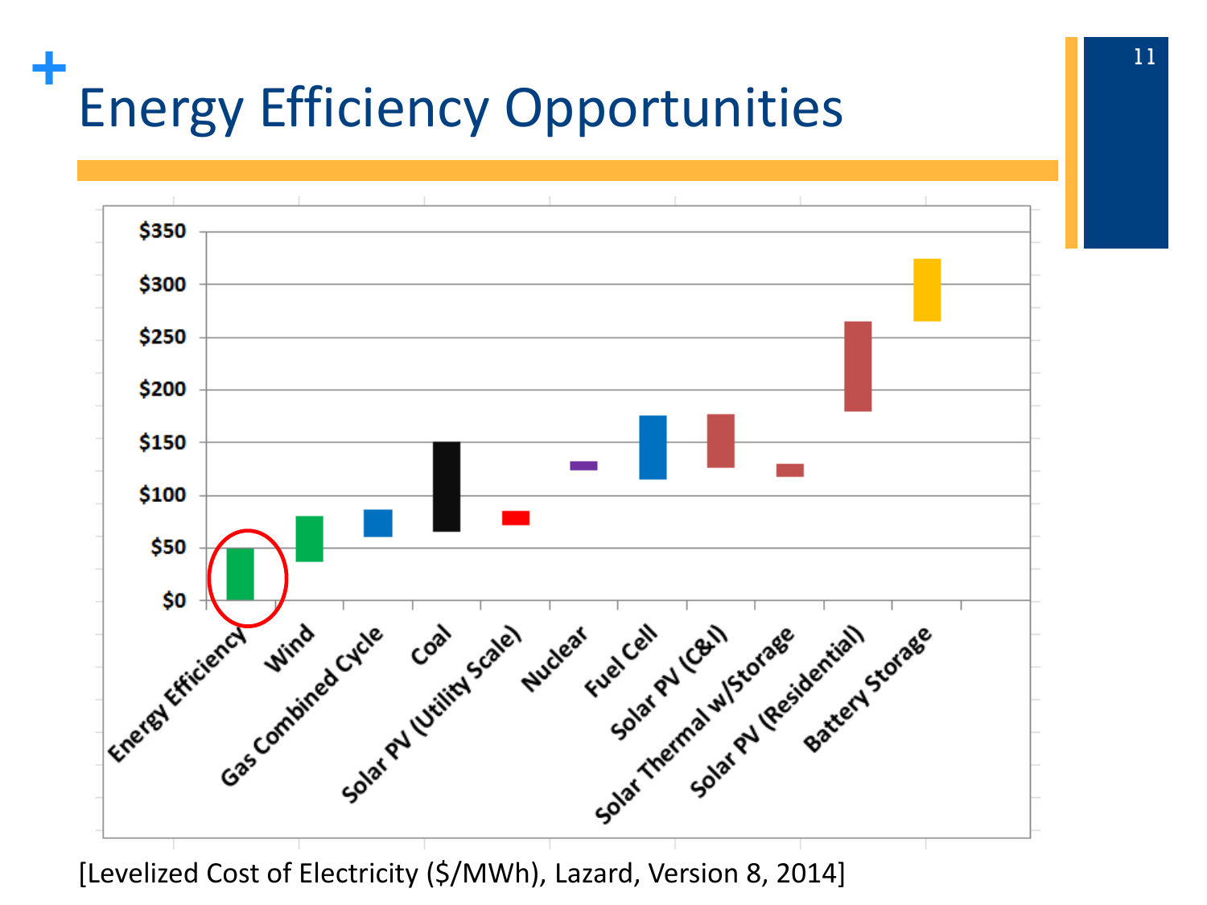# Energy Efficiency Opportunities

| | $0 – $350 scale |
|---|---|
| Energy Efficiency | |
| Wind | |
| Gas Combined Cycle | |
| Coal | |
| Solar PV (Utility Scale) | |
| Nuclear | |
| Fuel Cell | |
| Solar PV (C&I) | |
| Solar Thermal w/Storage | |
| Solar PV (Residential) | |
| Battery Storage | |

[Levelized Cost of Electricity ($/MWh), Lazard, Version 8, 2014]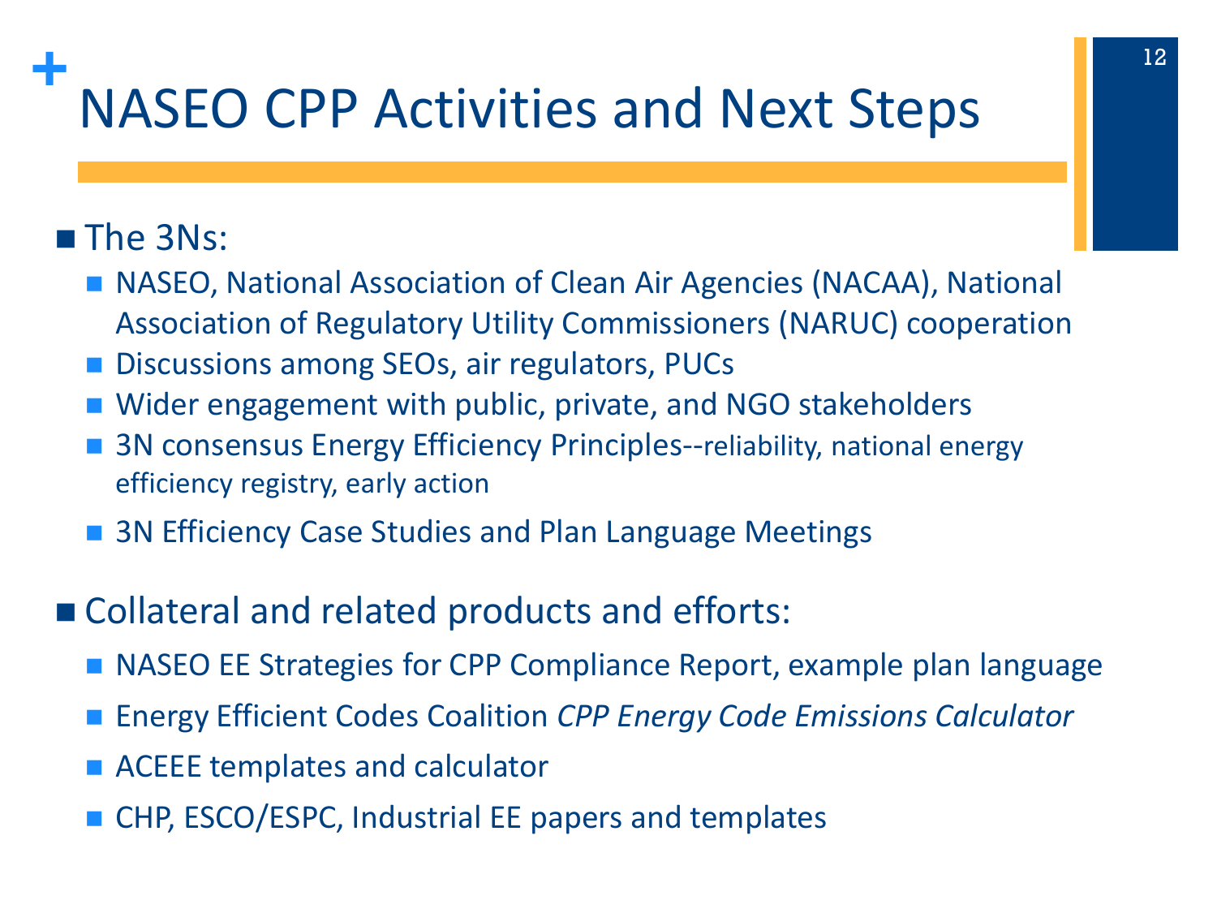# NASEO CPP Activities and Next Steps

- The 3Ns:
  - NASEO, National Association of Clean Air Agencies (NACAA), National Association of Regulatory Utility Commissioners (NARUC) cooperation
  - Discussions among SEOs, air regulators, PUCs
  - Wider engagement with public, private, and NGO stakeholders
  - 3N consensus Energy Efficiency Principles--reliability, national energy efficiency registry, early action
  - 3N Efficiency Case Studies and Plan Language Meetings

- Collateral and related products and efforts:
  - NASEO EE Strategies for CPP Compliance Report, example plan language
  - Energy Efficient Codes Coalition *CPP Energy Code Emissions Calculator*
  - ACEEE templates and calculator
  - CHP, ESCO/ESPC, Industrial EE papers and templates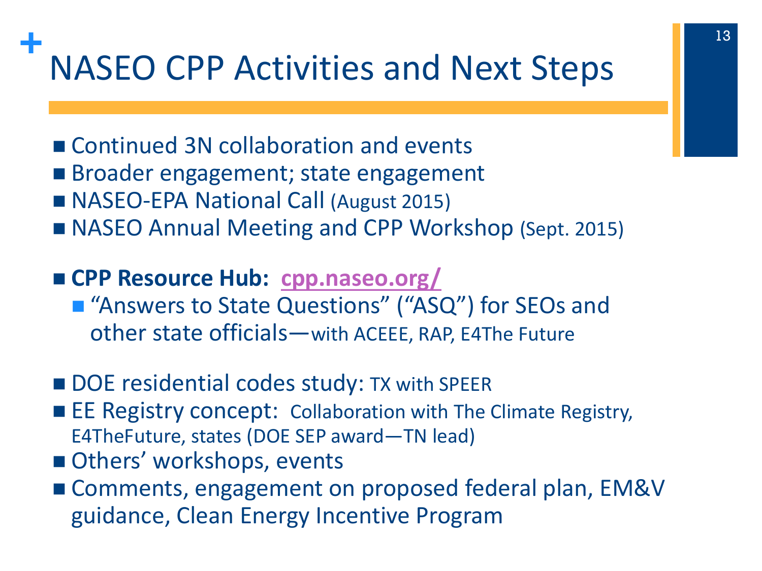# NASEO CPP Activities and Next Steps

- Continued 3N collaboration and events
- Broader engagement; state engagement
- NASEO-EPA National Call (August 2015)
- NASEO Annual Meeting and CPP Workshop (Sept. 2015)

- **CPP Resource Hub: cpp.naseo.org/**
  - "Answers to State Questions" ("ASQ") for SEOs and other state officials—with ACEEE, RAP, E4The Future

- DOE residential codes study: TX with SPEER
- EE Registry concept: Collaboration with The Climate Registry, E4TheFuture, states (DOE SEP award—TN lead)
- Others' workshops, events
- Comments, engagement on proposed federal plan, EM&V guidance, Clean Energy Incentive Program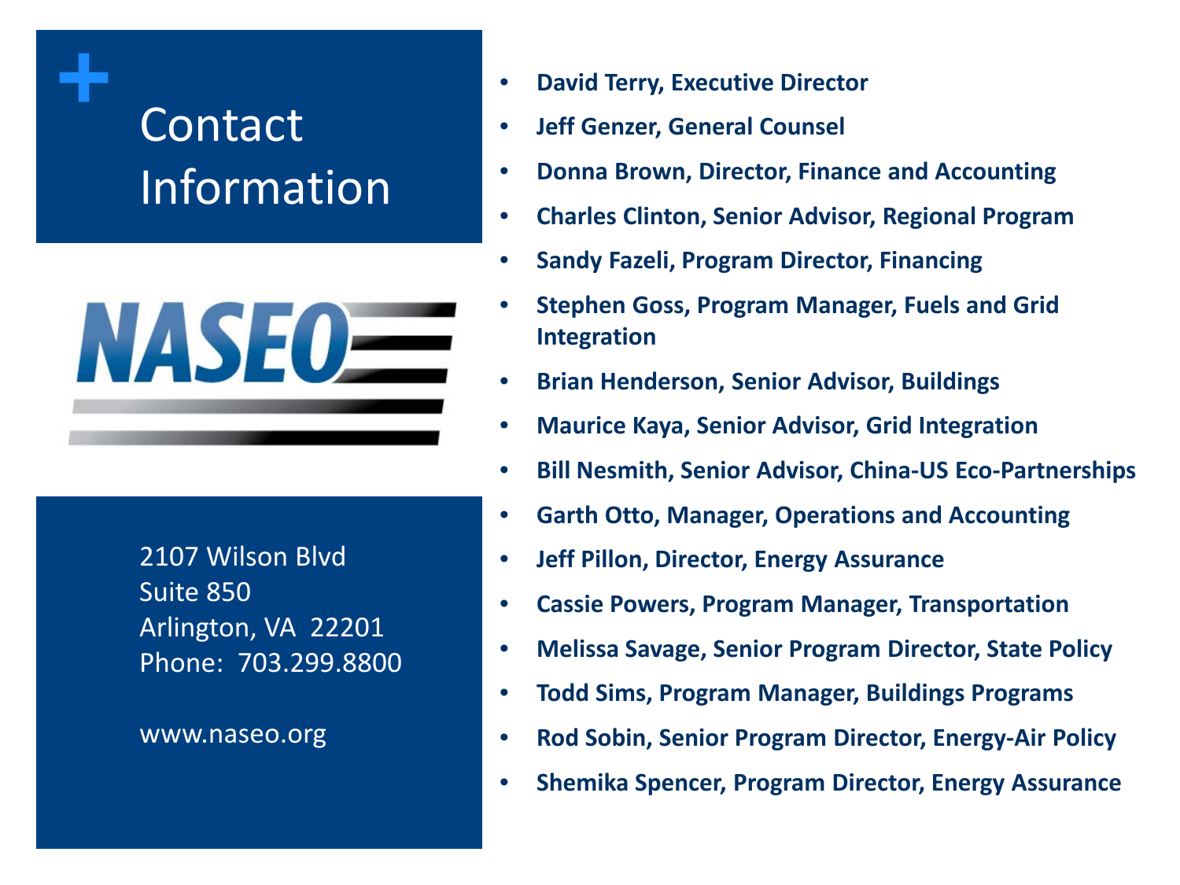# Contact Information

NASEO

2107 Wilson Blvd
Suite 850
Arlington, VA 22201
Phone: 703.299.8800

www.naseo.org

- **David Terry, Executive Director**
- **Jeff Genzer, General Counsel**
- **Donna Brown, Director, Finance and Accounting**
- **Charles Clinton, Senior Advisor, Regional Program**
- **Sandy Fazeli, Program Director, Financing**
- **Stephen Goss, Program Manager, Fuels and Grid Integration**
- **Brian Henderson, Senior Advisor, Buildings**
- **Maurice Kaya, Senior Advisor, Grid Integration**
- **Bill Nesmith, Senior Advisor, China-US Eco-Partnerships**
- **Garth Otto, Manager, Operations and Accounting**
- **Jeff Pillon, Director, Energy Assurance**
- **Cassie Powers, Program Manager, Transportation**
- **Melissa Savage, Senior Program Director, State Policy**
- **Todd Sims, Program Manager, Buildings Programs**
- **Rod Sobin, Senior Program Director, Energy-Air Policy**
- **Shemika Spencer, Program Director, Energy Assurance**